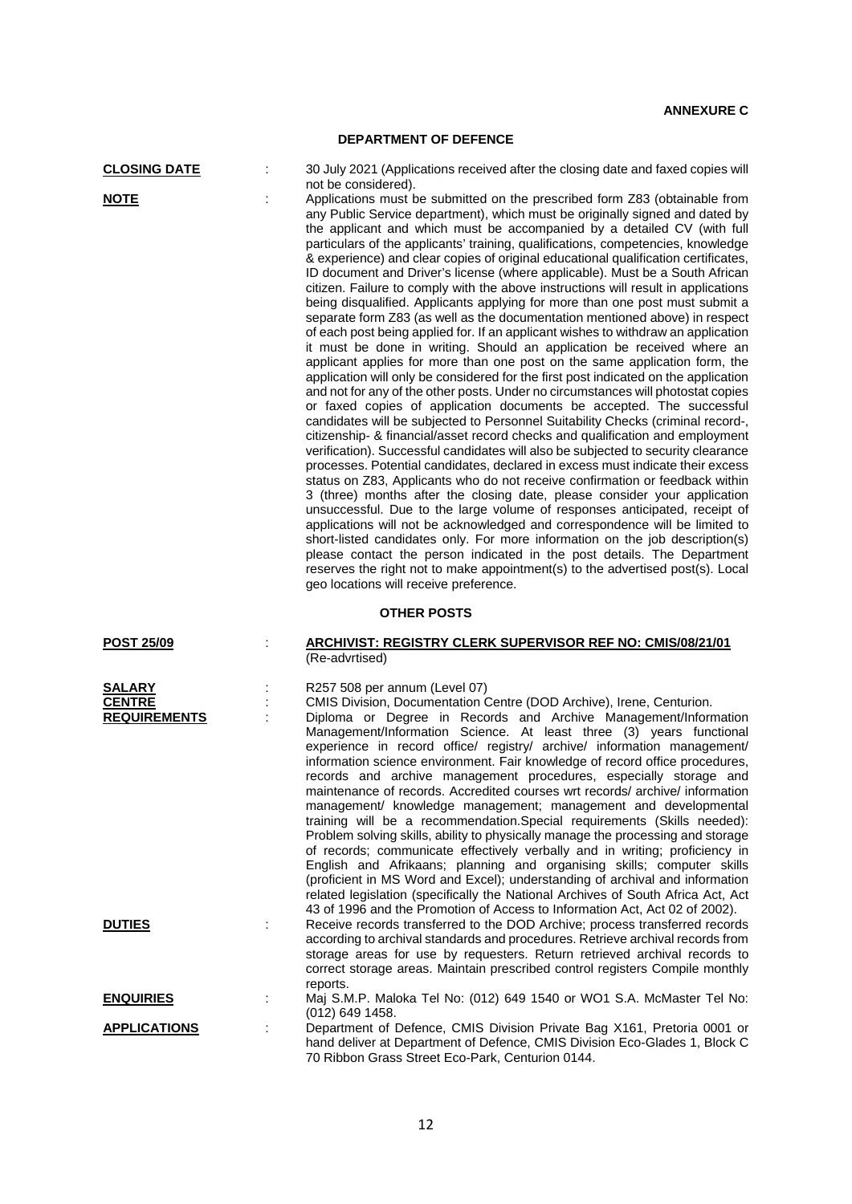**ANNEXURE C**

## DEPARTMENT OF DEFENCE

**CLOSING DATE** : 30 July 2021 (Applications received after the closing date and faxed copies will not be considered).

**NOTE** : Applications must be submitted on the prescribed form Z83 (obtainable from any Public Service department), which must be originally signed and dated by the applicant and which must be accompanied by a detailed CV (with full particulars of the applicants' training, qualifications, competencies, knowledge & experience) and clear copies of original educational qualification certificates, ID document and Driver's license (where applicable). Must be a South African citizen. Failure to comply with the above instructions will result in applications being disqualified. Applicants applying for more than one post must submit a separate form Z83 (as well as the documentation mentioned above) in respect of each post being applied for. If an applicant wishes to withdraw an application it must be done in writing. Should an application be received where an applicant applies for more than one post on the same application form, the application will only be considered for the first post indicated on the application and not for any of the other posts. Under no circumstances will photostat copies or faxed copies of application documents be accepted. The successful candidates will be subjected to Personnel Suitability Checks (criminal record-, citizenship- & financial/asset record checks and qualification and employment verification). Successful candidates will also be subjected to security clearance processes. Potential candidates, declared in excess must indicate their excess status on Z83, Applicants who do not receive confirmation or feedback within 3 (three) months after the closing date, please consider your application unsuccessful. Due to the large volume of responses anticipated, receipt of applications will not be acknowledged and correspondence will be limited to short-listed candidates only. For more information on the job description(s) please contact the person indicated in the post details. The Department reserves the right not to make appointment(s) to the advertised post(s). Local geo locations will receive preference.

### OTHER POSTS

**POST 25/09** : **ARCHIVIST: REGISTRY CLERK SUPERVISOR REF NO: CMIS/08/21/01**
(Re-advrtised)

**SALARY** : R257 508 per annum (Level 07)

**CENTRE** : CMIS Division, Documentation Centre (DOD Archive), Irene, Centurion.

**REQUIREMENTS** : Diploma or Degree in Records and Archive Management/Information Management/Information Science. At least three (3) years functional experience in record office/ registry/ archive/ information management/ information science environment. Fair knowledge of record office procedures, records and archive management procedures, especially storage and maintenance of records. Accredited courses wrt records/ archive/ information management/ knowledge management; management and developmental training will be a recommendation.Special requirements (Skills needed): Problem solving skills, ability to physically manage the processing and storage of records; communicate effectively verbally and in writing; proficiency in English and Afrikaans; planning and organising skills; computer skills (proficient in MS Word and Excel); understanding of archival and information related legislation (specifically the National Archives of South Africa Act, Act 43 of 1996 and the Promotion of Access to Information Act, Act 02 of 2002).

**DUTIES** : Receive records transferred to the DOD Archive; process transferred records according to archival standards and procedures. Retrieve archival records from storage areas for use by requesters. Return retrieved archival records to correct storage areas. Maintain prescribed control registers Compile monthly reports.

**ENQUIRIES** : Maj S.M.P. Maloka Tel No: (012) 649 1540 or WO1 S.A. McMaster Tel No: (012) 649 1458.

**APPLICATIONS** : Department of Defence, CMIS Division Private Bag X161, Pretoria 0001 or hand deliver at Department of Defence, CMIS Division Eco-Glades 1, Block C 70 Ribbon Grass Street Eco-Park, Centurion 0144.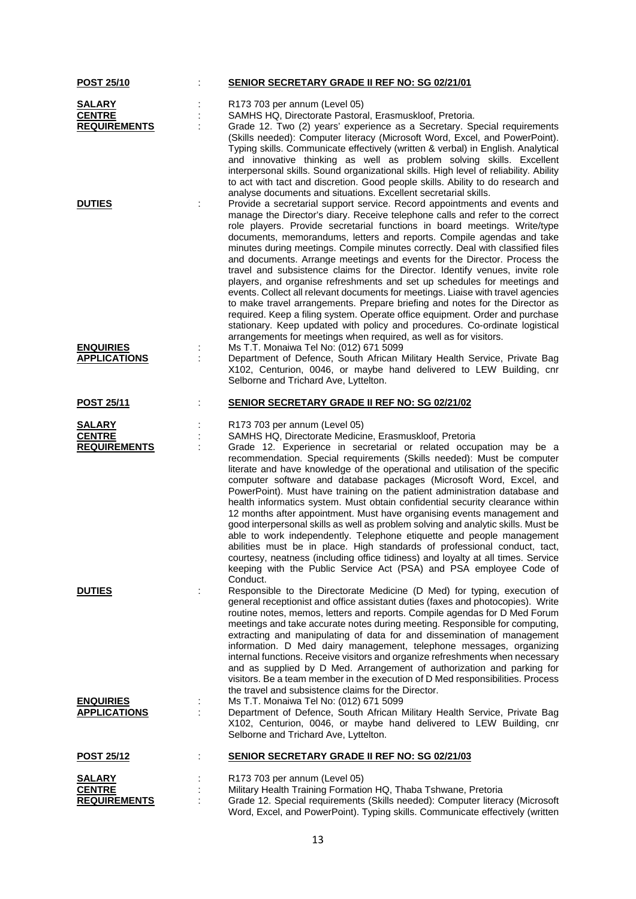**POST 25/10** : **SENIOR SECRETARY GRADE II REF NO: SG 02/21/01**

**SALARY** : R173 703 per annum (Level 05)

**CENTRE** : SAMHS HQ, Directorate Pastoral, Erasmuskloof, Pretoria.

**REQUIREMENTS** : Grade 12. Two (2) years' experience as a Secretary. Special requirements (Skills needed): Computer literacy (Microsoft Word, Excel, and PowerPoint). Typing skills. Communicate effectively (written & verbal) in English. Analytical and innovative thinking as well as problem solving skills. Excellent interpersonal skills. Sound organizational skills. High level of reliability. Ability to act with tact and discretion. Good people skills. Ability to do research and analyse documents and situations. Excellent secretarial skills.

**DUTIES** : Provide a secretarial support service. Record appointments and events and manage the Director's diary. Receive telephone calls and refer to the correct role players. Provide secretarial functions in board meetings. Write/type documents, memorandums, letters and reports. Compile agendas and take minutes during meetings. Compile minutes correctly. Deal with classified files and documents. Arrange meetings and events for the Director. Process the travel and subsistence claims for the Director. Identify venues, invite role players, and organise refreshments and set up schedules for meetings and events. Collect all relevant documents for meetings. Liaise with travel agencies to make travel arrangements. Prepare briefing and notes for the Director as required. Keep a filing system. Operate office equipment. Order and purchase stationary. Keep updated with policy and procedures. Co-ordinate logistical arrangements for meetings when required, as well as for visitors.

**ENQUIRIES** : Ms T.T. Monaiwa Tel No: (012) 671 5099

**APPLICATIONS** : Department of Defence, South African Military Health Service, Private Bag X102, Centurion, 0046, or maybe hand delivered to LEW Building, cnr Selborne and Trichard Ave, Lyttelton.

**POST 25/11** : **SENIOR SECRETARY GRADE II REF NO: SG 02/21/02**

**SALARY** : R173 703 per annum (Level 05)

**CENTRE** : SAMHS HQ, Directorate Medicine, Erasmuskloof, Pretoria

**REQUIREMENTS** : Grade 12. Experience in secretarial or related occupation may be a recommendation. Special requirements (Skills needed): Must be computer literate and have knowledge of the operational and utilisation of the specific computer software and database packages (Microsoft Word, Excel, and PowerPoint). Must have training on the patient administration database and health informatics system. Must obtain confidential security clearance within 12 months after appointment. Must have organising events management and good interpersonal skills as well as problem solving and analytic skills. Must be able to work independently. Telephone etiquette and people management abilities must be in place. High standards of professional conduct, tact, courtesy, neatness (including office tidiness) and loyalty at all times. Service keeping with the Public Service Act (PSA) and PSA employee Code of Conduct.

**DUTIES** : Responsible to the Directorate Medicine (D Med) for typing, execution of general receptionist and office assistant duties (faxes and photocopies). Write routine notes, memos, letters and reports. Compile agendas for D Med Forum meetings and take accurate notes during meeting. Responsible for computing, extracting and manipulating of data for and dissemination of management information. D Med dairy management, telephone messages, organizing internal functions. Receive visitors and organize refreshments when necessary and as supplied by D Med. Arrangement of authorization and parking for visitors. Be a team member in the execution of D Med responsibilities. Process the travel and subsistence claims for the Director.

**ENQUIRIES** : Ms T.T. Monaiwa Tel No: (012) 671 5099

**APPLICATIONS** : Department of Defence, South African Military Health Service, Private Bag X102, Centurion, 0046, or maybe hand delivered to LEW Building, cnr Selborne and Trichard Ave, Lyttelton.

**POST 25/12** : **SENIOR SECRETARY GRADE II REF NO: SG 02/21/03**

**SALARY** : R173 703 per annum (Level 05)

**CENTRE** : Military Health Training Formation HQ, Thaba Tshwane, Pretoria

**REQUIREMENTS** : Grade 12. Special requirements (Skills needed): Computer literacy (Microsoft Word, Excel, and PowerPoint). Typing skills. Communicate effectively (written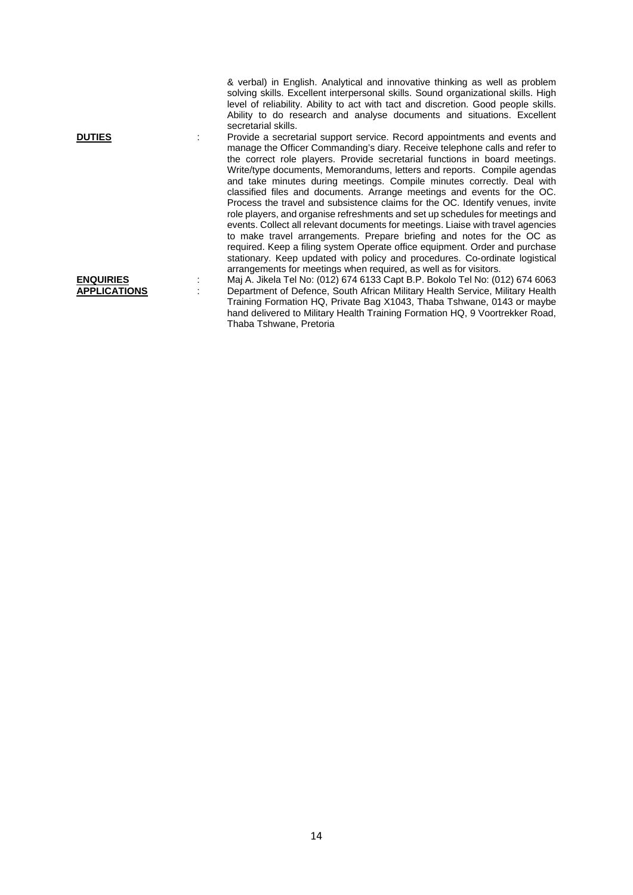& verbal) in English. Analytical and innovative thinking as well as problem solving skills. Excellent interpersonal skills. Sound organizational skills. High level of reliability. Ability to act with tact and discretion. Good people skills. Ability to do research and analyse documents and situations. Excellent secretarial skills.

**DUTIES** : Provide a secretarial support service. Record appointments and events and manage the Officer Commanding's diary. Receive telephone calls and refer to the correct role players. Provide secretarial functions in board meetings. Write/type documents, Memorandums, letters and reports. Compile agendas and take minutes during meetings. Compile minutes correctly. Deal with classified files and documents. Arrange meetings and events for the OC. Process the travel and subsistence claims for the OC. Identify venues, invite role players, and organise refreshments and set up schedules for meetings and events. Collect all relevant documents for meetings. Liaise with travel agencies to make travel arrangements. Prepare briefing and notes for the OC as required. Keep a filing system Operate office equipment. Order and purchase stationary. Keep updated with policy and procedures. Co-ordinate logistical arrangements for meetings when required, as well as for visitors.

**ENQUIRIES** : Maj A. Jikela Tel No: (012) 674 6133 Capt B.P. Bokolo Tel No: (012) 674 6063

**APPLICATIONS** : Department of Defence, South African Military Health Service, Military Health Training Formation HQ, Private Bag X1043, Thaba Tshwane, 0143 or maybe hand delivered to Military Health Training Formation HQ, 9 Voortrekker Road, Thaba Tshwane, Pretoria